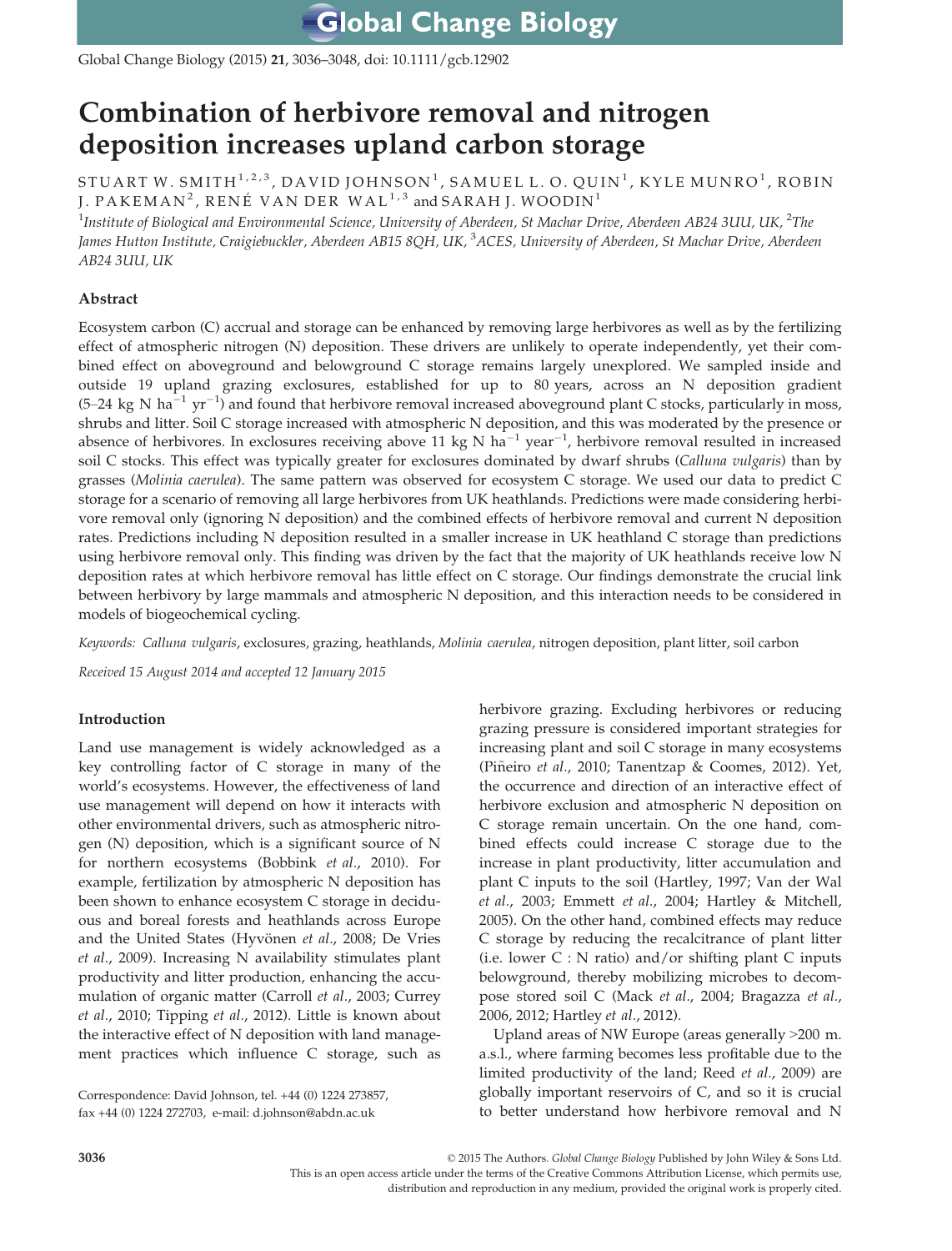# Combination of herbivore removal and nitrogen deposition increases upland carbon storage

STUART W. SMITH[1,2,3], DAVID JOHNSON[1], SAMUEL L. O. QUIN[1], KYLE MUNRO[1], ROBIN J. PAKEMAN[2], RENÉ VAN DER WAL[1,3] and SARAH J. WOODIN[1]

[1]*Institute of Biological and Environmental Science, University of Aberdeen, St Machar Drive, Aberdeen AB24 3UU, UK,* [2]*The James Hutton Institute, Craigiebuckler, Aberdeen AB15 8QH, UK,* [3]*ACES, University of Aberdeen, St Machar Drive, Aberdeen AB24 3UU, UK*

## Abstract

Ecosystem carbon (C) accrual and storage can be enhanced by removing large herbivores as well as by the fertilizing effect of atmospheric nitrogen (N) deposition. These drivers are unlikely to operate independently, yet their combined effect on aboveground and belowground C storage remains largely unexplored. We sampled inside and outside 19 upland grazing exclosures, established for up to 80 years, across an N deposition gradient (5–24 kg N $ha^{-1}$ $yr^{-1}$) and found that herbivore removal increased aboveground plant C stocks, particularly in moss, shrubs and litter. Soil C storage increased with atmospheric N deposition, and this was moderated by the presence or absence of herbivores. In exclosures receiving above 11 kg N $ha^{-1}$ $year^{-1}$, herbivore removal resulted in increased soil C stocks. This effect was typically greater for exclosures dominated by dwarf shrubs (*Calluna vulgaris*) than by grasses (*Molinia caerulea*). The same pattern was observed for ecosystem C storage. We used our data to predict C storage for a scenario of removing all large herbivores from UK heathlands. Predictions were made considering herbivore removal only (ignoring N deposition) and the combined effects of herbivore removal and current N deposition rates. Predictions including N deposition resulted in a smaller increase in UK heathland C storage than predictions using herbivore removal only. This finding was driven by the fact that the majority of UK heathlands receive low N deposition rates at which herbivore removal has little effect on C storage. Our findings demonstrate the crucial link between herbivory by large mammals and atmospheric N deposition, and this interaction needs to be considered in models of biogeochemical cycling.

*Keywords:* *Calluna vulgaris*, exclosures, grazing, heathlands, *Molinia caerulea*, nitrogen deposition, plant litter, soil carbon

*Received 15 August 2014 and accepted 12 January 2015*

## Introduction

Land use management is widely acknowledged as a key controlling factor of C storage in many of the world's ecosystems. However, the effectiveness of land use management will depend on how it interacts with other environmental drivers, such as atmospheric nitrogen (N) deposition, which is a significant source of N for northern ecosystems (Bobbink *et al.*, 2010). For example, fertilization by atmospheric N deposition has been shown to enhance ecosystem C storage in deciduous and boreal forests and heathlands across Europe and the United States (Hyvönen *et al.*, 2008; De Vries *et al.*, 2009). Increasing N availability stimulates plant productivity and litter production, enhancing the accumulation of organic matter (Carroll *et al.*, 2003; Currey *et al.*, 2010; Tipping *et al.*, 2012). Little is known about the interactive effect of N deposition with land management practices which influence C storage, such as herbivore grazing. Excluding herbivores or reducing grazing pressure is considered important strategies for increasing plant and soil C storage in many ecosystems (Piñeiro *et al.*, 2010; Tanentzap & Coomes, 2012). Yet, the occurrence and direction of an interactive effect of herbivore exclusion and atmospheric N deposition on C storage remain uncertain. On the one hand, combined effects could increase C storage due to the increase in plant productivity, litter accumulation and plant C inputs to the soil (Hartley, 1997; Van der Wal *et al.*, 2003; Emmett *et al.*, 2004; Hartley & Mitchell, 2005). On the other hand, combined effects may reduce C storage by reducing the recalcitrance of plant litter (i.e. lower C : N ratio) and/or shifting plant C inputs belowground, thereby mobilizing microbes to decompose stored soil C (Mack *et al.*, 2004; Bragazza *et al.*, 2006, 2012; Hartley *et al.*, 2012).

Upland areas of NW Europe (areas generally >200 m. a.s.l., where farming becomes less profitable due to the limited productivity of the land; Reed *et al.*, 2009) are globally important reservoirs of C, and so it is crucial to better understand how herbivore removal and N

Correspondence: David Johnson, tel. +44 (0) 1224 273857, fax +44 (0) 1224 272703, e-mail: d.johnson@abdn.ac.uk

© 2015 The Authors. *Global Change Biology* Published by John Wiley & Sons Ltd.
This is an open access article under the terms of the Creative Commons Attribution License, which permits use, distribution and reproduction in any medium, provided the original work is properly cited.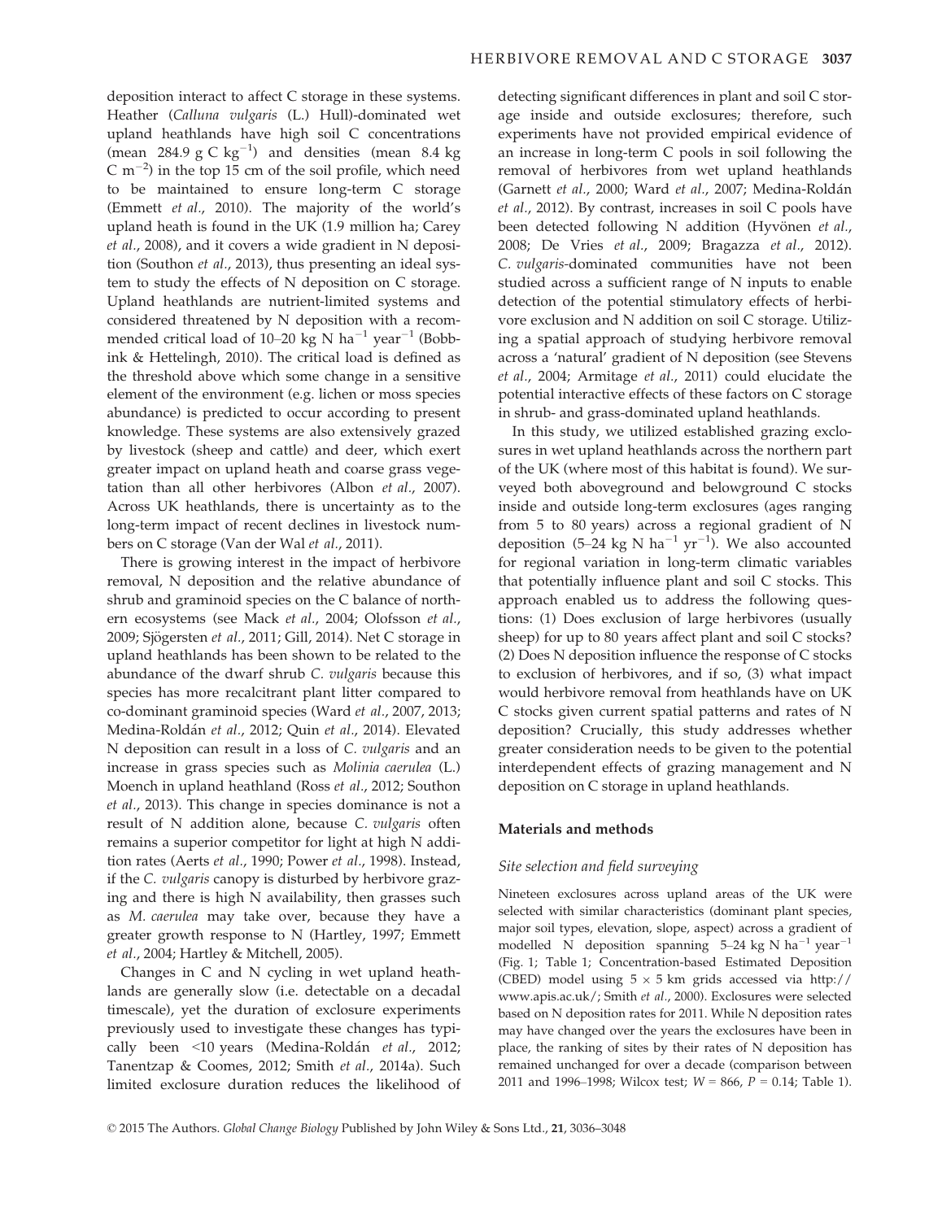deposition interact to affect C storage in these systems. Heather (*Calluna vulgaris* (L.) Hull)-dominated wet upland heathlands have high soil C concentrations (mean 284.9 g C kg$^{-1}$) and densities (mean 8.4 kg C m$^{-2}$) in the top 15 cm of the soil profile, which need to be maintained to ensure long-term C storage (Emmett *et al*., 2010). The majority of the world's upland heath is found in the UK (1.9 million ha; Carey *et al*., 2008), and it covers a wide gradient in N deposition (Southon *et al*., 2013), thus presenting an ideal system to study the effects of N deposition on C storage. Upland heathlands are nutrient-limited systems and considered threatened by N deposition with a recommended critical load of 10–20 kg N ha$^{-1}$ year$^{-1}$ (Bobbink & Hettelingh, 2010). The critical load is defined as the threshold above which some change in a sensitive element of the environment (e.g. lichen or moss species abundance) is predicted to occur according to present knowledge. These systems are also extensively grazed by livestock (sheep and cattle) and deer, which exert greater impact on upland heath and coarse grass vegetation than all other herbivores (Albon *et al*., 2007). Across UK heathlands, there is uncertainty as to the long-term impact of recent declines in livestock numbers on C storage (Van der Wal *et al*., 2011).

There is growing interest in the impact of herbivore removal, N deposition and the relative abundance of shrub and graminoid species on the C balance of northern ecosystems (see Mack *et al*., 2004; Olofsson *et al*., 2009; Sjögersten *et al*., 2011; Gill, 2014). Net C storage in upland heathlands has been shown to be related to the abundance of the dwarf shrub *C. vulgaris* because this species has more recalcitrant plant litter compared to co-dominant graminoid species (Ward *et al*., 2007, 2013; Medina-Roldán *et al*., 2012; Quin *et al*., 2014). Elevated N deposition can result in a loss of *C. vulgaris* and an increase in grass species such as *Molinia caerulea* (L.) Moench in upland heathland (Ross *et al*., 2012; Southon *et al*., 2013). This change in species dominance is not a result of N addition alone, because *C. vulgaris* often remains a superior competitor for light at high N addition rates (Aerts *et al*., 1990; Power *et al*., 1998). Instead, if the *C. vulgaris* canopy is disturbed by herbivore grazing and there is high N availability, then grasses such as *M. caerulea* may take over, because they have a greater growth response to N (Hartley, 1997; Emmett *et al*., 2004; Hartley & Mitchell, 2005).

Changes in C and N cycling in wet upland heathlands are generally slow (i.e. detectable on a decadal timescale), yet the duration of exclosure experiments previously used to investigate these changes has typically been <10 years (Medina-Roldán *et al*., 2012; Tanentzap & Coomes, 2012; Smith *et al*., 2014a). Such limited exclosure duration reduces the likelihood of detecting significant differences in plant and soil C storage inside and outside exclosures; therefore, such experiments have not provided empirical evidence of an increase in long-term C pools in soil following the removal of herbivores from wet upland heathlands (Garnett *et al*., 2000; Ward *et al*., 2007; Medina-Roldán *et al*., 2012). By contrast, increases in soil C pools have been detected following N addition (Hyvönen *et al*., 2008; De Vries *et al*., 2009; Bragazza *et al*., 2012). *C. vulgaris*-dominated communities have not been studied across a sufficient range of N inputs to enable detection of the potential stimulatory effects of herbivore exclusion and N addition on soil C storage. Utilizing a spatial approach of studying herbivore removal across a 'natural' gradient of N deposition (see Stevens *et al*., 2004; Armitage *et al*., 2011) could elucidate the potential interactive effects of these factors on C storage in shrub- and grass-dominated upland heathlands.

In this study, we utilized established grazing exclosures in wet upland heathlands across the northern part of the UK (where most of this habitat is found). We surveyed both aboveground and belowground C stocks inside and outside long-term exclosures (ages ranging from 5 to 80 years) across a regional gradient of N deposition (5–24 kg N ha$^{-1}$ yr$^{-1}$). We also accounted for regional variation in long-term climatic variables that potentially influence plant and soil C stocks. This approach enabled us to address the following questions: (1) Does exclusion of large herbivores (usually sheep) for up to 80 years affect plant and soil C stocks? (2) Does N deposition influence the response of C stocks to exclusion of herbivores, and if so, (3) what impact would herbivore removal from heathlands have on UK C stocks given current spatial patterns and rates of N deposition? Crucially, this study addresses whether greater consideration needs to be given to the potential interdependent effects of grazing management and N deposition on C storage in upland heathlands.

## Materials and methods

### Site selection and field surveying

Nineteen exclosures across upland areas of the UK were selected with similar characteristics (dominant plant species, major soil types, elevation, slope, aspect) across a gradient of modelled N deposition spanning 5–24 kg N ha$^{-1}$ year$^{-1}$ (Fig. 1; Table 1; Concentration-based Estimated Deposition (CBED) model using 5 × 5 km grids accessed via http://www.apis.ac.uk/; Smith *et al*., 2000). Exclosures were selected based on N deposition rates for 2011. While N deposition rates may have changed over the years the exclosures have been in place, the ranking of sites by their rates of N deposition has remained unchanged for over a decade (comparison between 2011 and 1996–1998; Wilcox test; $W = 866$, $P = 0.14$; Table 1).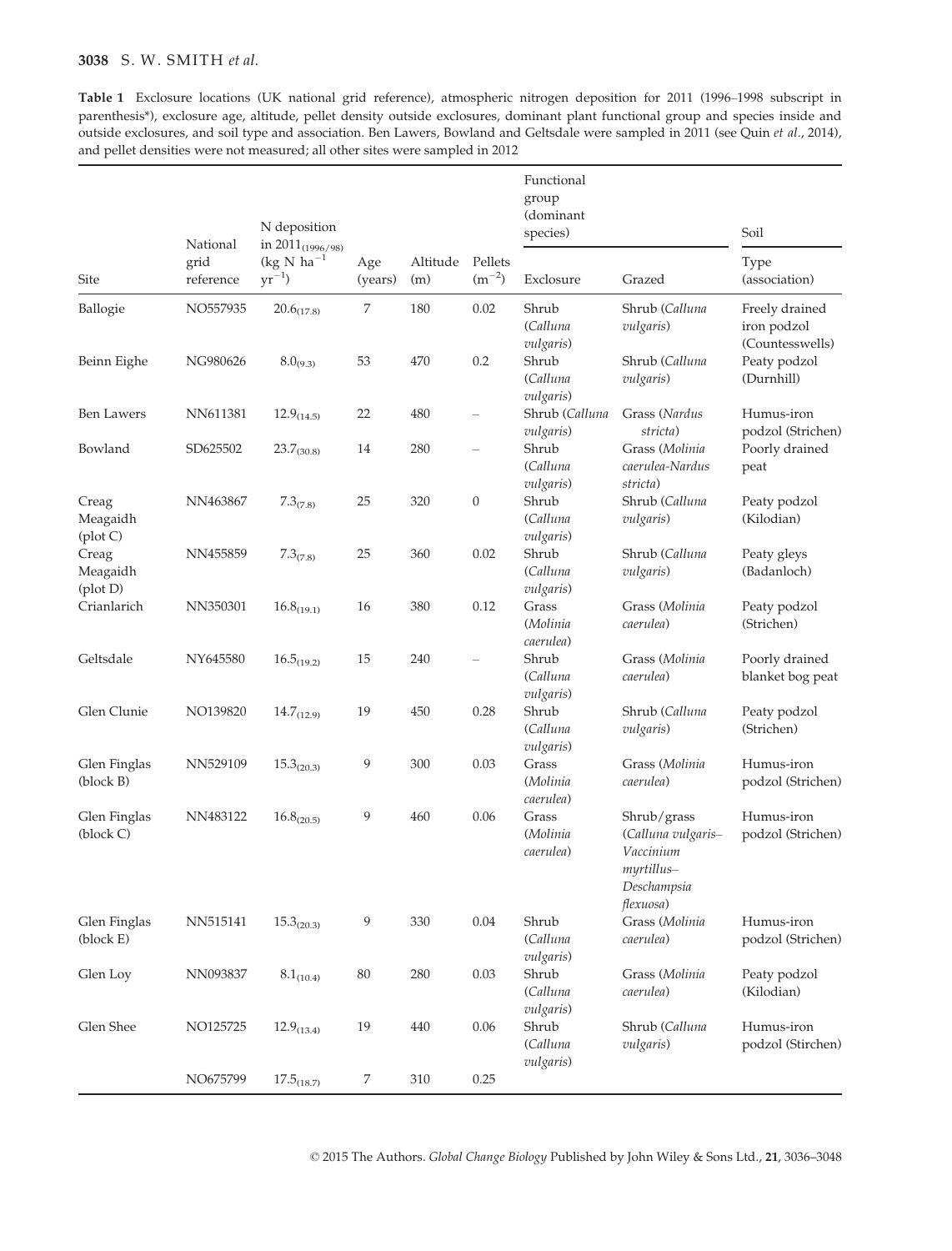**Table 1** Exclosure locations (UK national grid reference), atmospheric nitrogen deposition for 2011 (1996–1998 subscript in parenthesis*), exclosure age, altitude, pellet density outside exclosures, dominant plant functional group and species inside and outside exclosures, and soil type and association. Ben Lawers, Bowland and Geltsdale were sampled in 2011 (see Quin *et al.*, 2014), and pellet densities were not measured; all other sites were sampled in 2012

| Site | National grid reference | N deposition in $2011_{(1996/98)}$ (kg N $ha^{-1}$ $yr^{-1}$) | Age (years) | Altitude (m) | Pellets ($m^{-2}$) | Functional group (dominant species) | | Soil |
|---|---|---|---|---|---|---|---|---|
| | | | | | | Exclosure | Grazed | Type (association) |
| Ballogie | NO557935 | $20.6_{(17.8)}$ | 7 | 180 | 0.02 | Shrub (*Calluna vulgaris*) | Shrub (*Calluna vulgaris*) | Freely drained iron podzol (Countesswells) |
| Beinn Eighe | NG980626 | $8.0_{(9.3)}$ | 53 | 470 | 0.2 | Shrub (*Calluna vulgaris*) | Shrub (*Calluna vulgaris*) | Peaty podzol (Durnhill) |
| Ben Lawers | NN611381 | $12.9_{(14.5)}$ | 22 | 480 | – | Shrub (*Calluna vulgaris*) | Grass (*Nardus stricta*) | Humus-iron podzol (Strichen) |
| Bowland | SD625502 | $23.7_{(30.8)}$ | 14 | 280 | – | Shrub (*Calluna vulgaris*) | Grass (*Molinia caerulea-Nardus stricta*) | Poorly drained peat |
| Creag Meagaidh (plot C) | NN463867 | $7.3_{(7.8)}$ | 25 | 320 | 0 | Shrub (*Calluna vulgaris*) | Shrub (*Calluna vulgaris*) | Peaty podzol (Kilodian) |
| Creag Meagaidh (plot D) | NN455859 | $7.3_{(7.8)}$ | 25 | 360 | 0.02 | Shrub (*Calluna vulgaris*) | Shrub (*Calluna vulgaris*) | Peaty gleys (Badanloch) |
| Crianlarich | NN350301 | $16.8_{(19.1)}$ | 16 | 380 | 0.12 | Grass (*Molinia caerulea*) | Grass (*Molinia caerulea*) | Peaty podzol (Strichen) |
| Geltsdale | NY645580 | $16.5_{(19.2)}$ | 15 | 240 | – | Shrub (*Calluna vulgaris*) | Grass (*Molinia caerulea*) | Poorly drained blanket bog peat |
| Glen Clunie | NO139820 | $14.7_{(12.9)}$ | 19 | 450 | 0.28 | Shrub (*Calluna vulgaris*) | Shrub (*Calluna vulgaris*) | Peaty podzol (Strichen) |
| Glen Finglas (block B) | NN529109 | $15.3_{(20.3)}$ | 9 | 300 | 0.03 | Grass (*Molinia caerulea*) | Grass (*Molinia caerulea*) | Humus-iron podzol (Strichen) |
| Glen Finglas (block C) | NN483122 | $16.8_{(20.5)}$ | 9 | 460 | 0.06 | Grass (*Molinia caerulea*) | Shrub/grass (*Calluna vulgaris–Vaccinium myrtillus–Deschampsia flexuosa*) | Humus-iron podzol (Strichen) |
| Glen Finglas (block E) | NN515141 | $15.3_{(20.3)}$ | 9 | 330 | 0.04 | Shrub (*Calluna vulgaris*) | Grass (*Molinia caerulea*) | Humus-iron podzol (Strichen) |
| Glen Loy | NN093837 | $8.1_{(10.4)}$ | 80 | 280 | 0.03 | Shrub (*Calluna vulgaris*) | Grass (*Molinia caerulea*) | Peaty podzol (Kilodian) |
| Glen Shee | NO125725 | $12.9_{(13.4)}$ | 19 | 440 | 0.06 | Shrub (*Calluna vulgaris*) | Shrub (*Calluna vulgaris*) | Humus-iron podzol (Stirchen) |
| | NO675799 | $17.5_{(18.7)}$ | 7 | 310 | 0.25 | | | |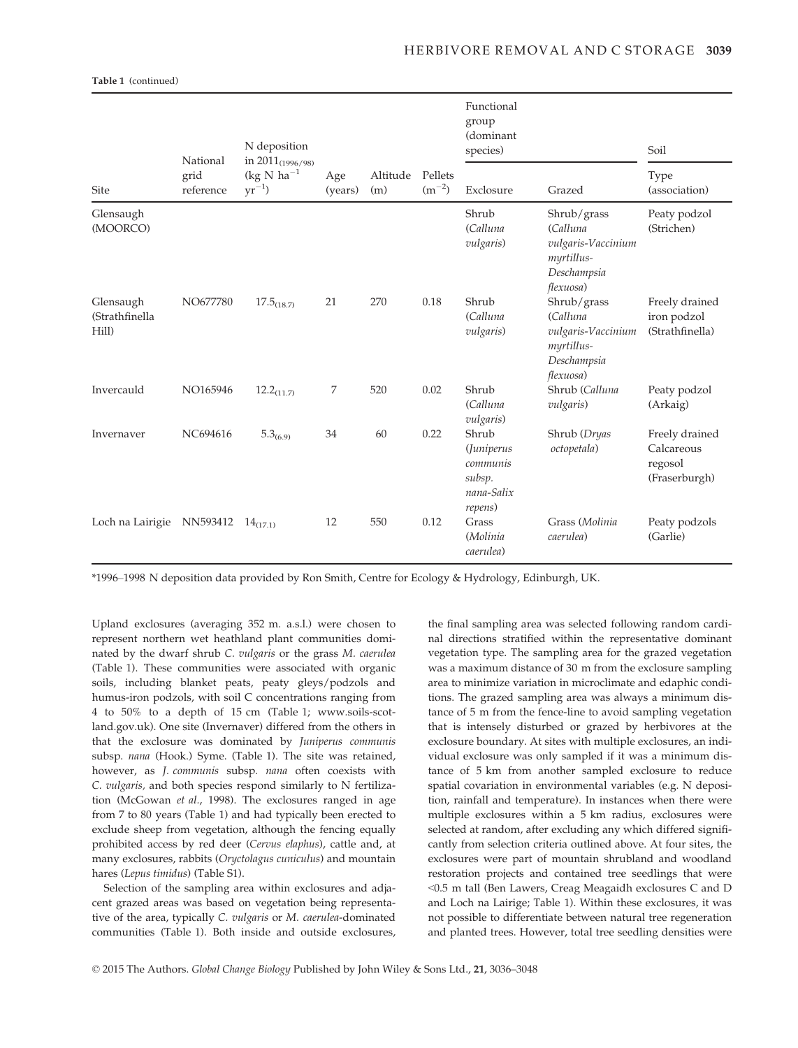**Table 1** (continued)

| Site | National grid reference | N deposition in 2011$_{(1996/98)}$ (kg N ha$^{-1}$ yr$^{-1}$) | Age (years) | Altitude (m) | Pellets (m$^{-2}$) | Functional group (dominant species) | | Soil |
|---|---|---|---|---|---|---|---|---|
| | | | | | | Exclosure | Grazed | Type (association) |
| Glensaugh (MOORCO) | | | | | | Shrub (*Calluna vulgaris*) | Shrub/grass (*Calluna vulgaris-Vaccinium myrtillus-Deschampsia flexuosa*) | Peaty podzol (Strichen) |
| Glensaugh (Strathfinella Hill) | NO677780 | 17.5$_{(18.7)}$ | 21 | 270 | 0.18 | Shrub (*Calluna vulgaris*) | Shrub/grass (*Calluna vulgaris-Vaccinium myrtillus-Deschampsia flexuosa*) | Freely drained iron podzol (Strathfinella) |
| Invercauld | NO165946 | 12.2$_{(11.7)}$ | 7 | 520 | 0.02 | Shrub (*Calluna vulgaris*) | Shrub (*Calluna vulgaris*) | Peaty podzol (Arkaig) |
| Invernaver | NC694616 | 5.3$_{(6.9)}$ | 34 | 60 | 0.22 | Shrub (*Juniperus communis* subsp. *nana-Salix repens*) | Shrub (*Dryas octopetala*) | Freely drained Calcareous regosol (Fraserburgh) |
| Loch na Lairigie | NN593412 | 14$_{(17.1)}$ | 12 | 550 | 0.12 | Grass (*Molinia caerulea*) | Grass (*Molinia caerulea*) | Peaty podzols (Garlie) |

*1996–1998 N deposition data provided by Ron Smith, Centre for Ecology & Hydrology, Edinburgh, UK.

Upland exclosures (averaging 352 m. a.s.l.) were chosen to represent northern wet heathland plant communities dominated by the dwarf shrub *C. vulgaris* or the grass *M. caerulea* (Table 1). These communities were associated with organic soils, including blanket peats, peaty gleys/podzols and humus-iron podzols, with soil C concentrations ranging from 4 to 50% to a depth of 15 cm (Table 1; www.soils-scotland.gov.uk). One site (Invernaver) differed from the others in that the exclosure was dominated by *Juniperus communis* subsp. *nana* (Hook.) Syme. (Table 1). The site was retained, however, as *J. communis* subsp. *nana* often coexists with *C. vulgaris*, and both species respond similarly to N fertilization (McGowan *et al*., 1998). The exclosures ranged in age from 7 to 80 years (Table 1) and had typically been erected to exclude sheep from vegetation, although the fencing equally prohibited access by red deer (*Cervus elaphus*), cattle and, at many exclosures, rabbits (*Oryctolagus cuniculus*) and mountain hares (*Lepus timidus*) (Table S1).

Selection of the sampling area within exclosures and adjacent grazed areas was based on vegetation being representative of the area, typically *C. vulgaris* or *M. caerulea*-dominated communities (Table 1). Both inside and outside exclosures, the final sampling area was selected following random cardinal directions stratified within the representative dominant vegetation type. The sampling area for the grazed vegetation was a maximum distance of 30 m from the exclosure sampling area to minimize variation in microclimate and edaphic conditions. The grazed sampling area was always a minimum distance of 5 m from the fence-line to avoid sampling vegetation that is intensely disturbed or grazed by herbivores at the exclosure boundary. At sites with multiple exclosures, an individual exclosure was only sampled if it was a minimum distance of 5 km from another sampled exclosure to reduce spatial covariation in environmental variables (e.g. N deposition, rainfall and temperature). In instances when there were multiple exclosures within a 5 km radius, exclosures were selected at random, after excluding any which differed significantly from selection criteria outlined above. At four sites, the exclosures were part of mountain shrubland and woodland restoration projects and contained tree seedlings that were <0.5 m tall (Ben Lawers, Creag Meagaidh exclosures C and D and Loch na Lairige; Table 1). Within these exclosures, it was not possible to differentiate between natural tree regeneration and planted trees. However, total tree seedling densities were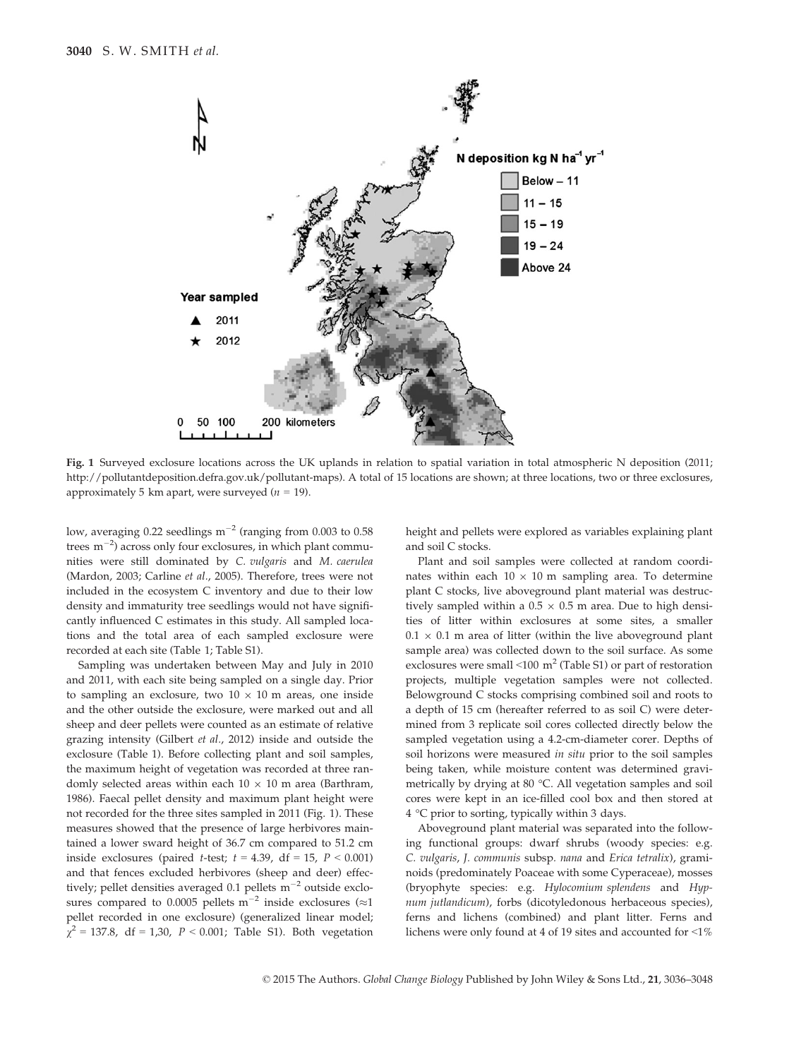**Fig. 1** Surveyed exclosure locations across the UK uplands in relation to spatial variation in total atmospheric N deposition (2011; http://pollutantdeposition.defra.gov.uk/pollutant-maps). A total of 15 locations are shown; at three locations, two or three exclosures, approximately 5 km apart, were surveyed ($n$ = 19).

low, averaging 0.22 seedlings $m^{-2}$ (ranging from 0.003 to 0.58 trees $m^{-2}$) across only four exclosures, in which plant communities were still dominated by *C. vulgaris* and *M. caerulea* (Mardon, 2003; Carline *et al*., 2005). Therefore, trees were not included in the ecosystem C inventory and due to their low density and immaturity tree seedlings would not have significantly influenced C estimates in this study. All sampled locations and the total area of each sampled exclosure were recorded at each site (Table 1; Table S1).

Sampling was undertaken between May and July in 2010 and 2011, with each site being sampled on a single day. Prior to sampling an exclosure, two 10 × 10 m areas, one inside and the other outside the exclosure, were marked out and all sheep and deer pellets were counted as an estimate of relative grazing intensity (Gilbert *et al*., 2012) inside and outside the exclosure (Table 1). Before collecting plant and soil samples, the maximum height of vegetation was recorded at three randomly selected areas within each 10 × 10 m area (Barthram, 1986). Faecal pellet density and maximum plant height were not recorded for the three sites sampled in 2011 (Fig. 1). These measures showed that the presence of large herbivores maintained a lower sward height of 36.7 cm compared to 51.2 cm inside exclosures (paired $t$-test; $t$ = 4.39, df = 15, $P$ < 0.001) and that fences excluded herbivores (sheep and deer) effectively; pellet densities averaged 0.1 pellets $m^{-2}$ outside exclosures compared to 0.0005 pellets $m^{-2}$ inside exclosures (≈1 pellet recorded in one exclosure) (generalized linear model; $\chi^2$ = 137.8, df = 1,30, $P$ < 0.001; Table S1). Both vegetation height and pellets were explored as variables explaining plant and soil C stocks.

Plant and soil samples were collected at random coordinates within each 10 × 10 m sampling area. To determine plant C stocks, live aboveground plant material was destructively sampled within a 0.5 × 0.5 m area. Due to high densities of litter within exclosures at some sites, a smaller 0.1 × 0.1 m area of litter (within the live aboveground plant sample area) was collected down to the soil surface. As some exclosures were small <100 $m^2$ (Table S1) or part of restoration projects, multiple vegetation samples were not collected. Belowground C stocks comprising combined soil and roots to a depth of 15 cm (hereafter referred to as soil C) were determined from 3 replicate soil cores collected directly below the sampled vegetation using a 4.2-cm-diameter corer. Depths of soil horizons were measured *in situ* prior to the soil samples being taken, while moisture content was determined gravimetrically by drying at 80 °C. All vegetation samples and soil cores were kept in an ice-filled cool box and then stored at 4 °C prior to sorting, typically within 3 days.

Aboveground plant material was separated into the following functional groups: dwarf shrubs (woody species: e.g. *C. vulgaris*, *J. communis* subsp. *nana* and *Erica tetralix*), graminoids (predominately Poaceae with some Cyperaceae), mosses (bryophyte species: e.g. *Hylocomium splendens* and *Hypnum jutlandicum*), forbs (dicotyledonous herbaceous species), ferns and lichens (combined) and plant litter. Ferns and lichens were only found at 4 of 19 sites and accounted for <1%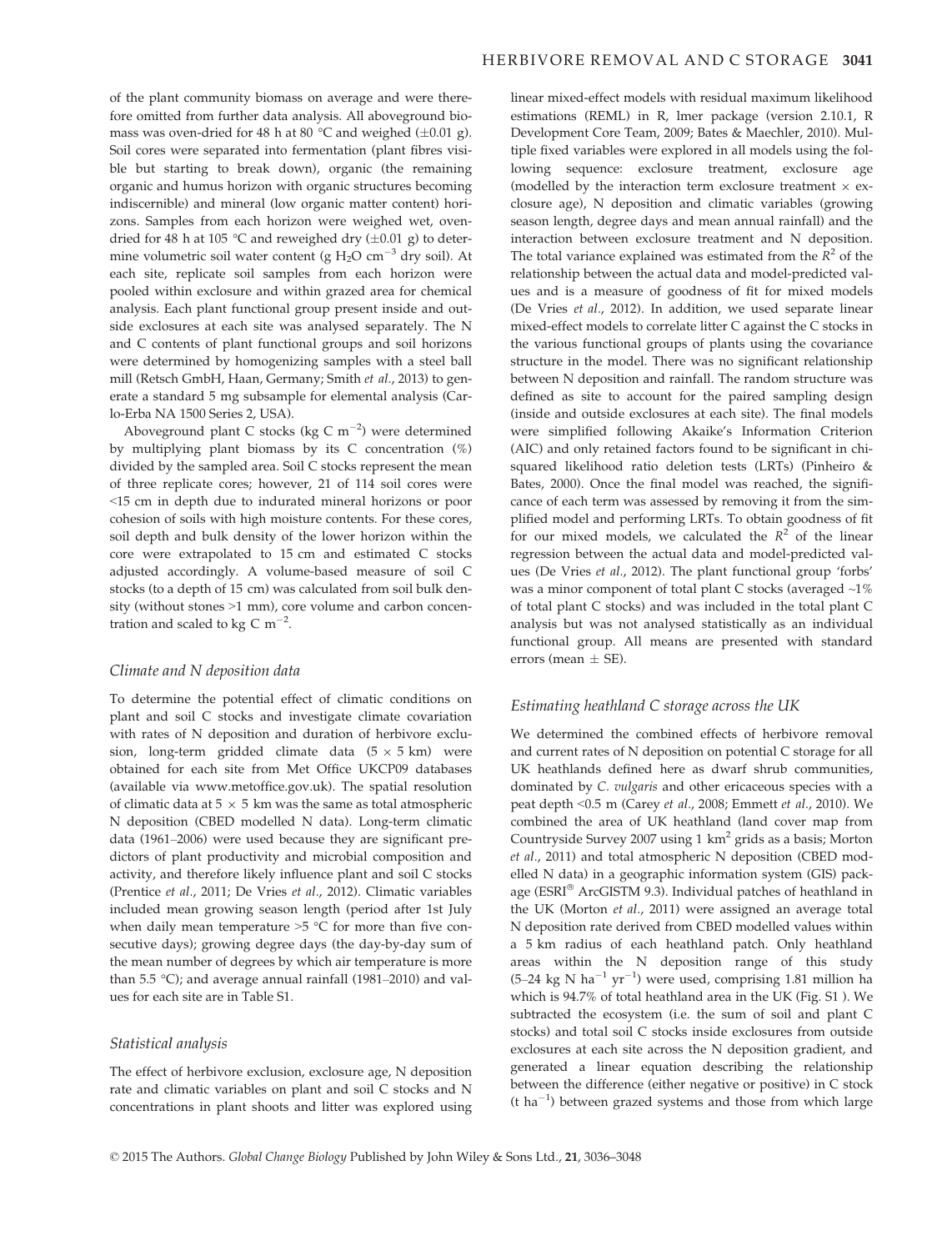of the plant community biomass on average and were therefore omitted from further data analysis. All aboveground biomass was oven-dried for 48 h at 80 °C and weighed (±0.01 g). Soil cores were separated into fermentation (plant fibres visible but starting to break down), organic (the remaining organic and humus horizon with organic structures becoming indiscernible) and mineral (low organic matter content) horizons. Samples from each horizon were weighed wet, oven-dried for 48 h at 105 °C and reweighed dry (±0.01 g) to determine volumetric soil water content (g $H_2O$ cm$^{-3}$ dry soil). At each site, replicate soil samples from each horizon were pooled within exclosure and within grazed area for chemical analysis. Each plant functional group present inside and outside exclosures at each site was analysed separately. The N and C contents of plant functional groups and soil horizons were determined by homogenizing samples with a steel ball mill (Retsch GmbH, Haan, Germany; Smith *et al.*, 2013) to generate a standard 5 mg subsample for elemental analysis (Carlo-Erba NA 1500 Series 2, USA).

Aboveground plant C stocks (kg C m$^{-2}$) were determined by multiplying plant biomass by its C concentration (%) divided by the sampled area. Soil C stocks represent the mean of three replicate cores; however, 21 of 114 soil cores were <15 cm in depth due to indurated mineral horizons or poor cohesion of soils with high moisture contents. For these cores, soil depth and bulk density of the lower horizon within the core were extrapolated to 15 cm and estimated C stocks adjusted accordingly. A volume-based measure of soil C stocks (to a depth of 15 cm) was calculated from soil bulk density (without stones >1 mm), core volume and carbon concentration and scaled to kg C m$^{-2}$.

### Climate and N deposition data

To determine the potential effect of climatic conditions on plant and soil C stocks and investigate climate covariation with rates of N deposition and duration of herbivore exclusion, long-term gridded climate data (5 × 5 km) were obtained for each site from Met Office UKCP09 databases (available via www.metoffice.gov.uk). The spatial resolution of climatic data at 5 × 5 km was the same as total atmospheric N deposition (CBED modelled N data). Long-term climatic data (1961–2006) were used because they are significant predictors of plant productivity and microbial composition and activity, and therefore likely influence plant and soil C stocks (Prentice *et al.*, 2011; De Vries *et al.*, 2012). Climatic variables included mean growing season length (period after 1st July when daily mean temperature >5 °C for more than five consecutive days); growing degree days (the day-by-day sum of the mean number of degrees by which air temperature is more than 5.5 °C); and average annual rainfall (1981–2010) and values for each site are in Table S1.

### Statistical analysis

The effect of herbivore exclusion, exclosure age, N deposition rate and climatic variables on plant and soil C stocks and N concentrations in plant shoots and litter was explored using linear mixed-effect models with residual maximum likelihood estimations (REML) in R, lmer package (version 2.10.1, R Development Core Team, 2009; Bates & Maechler, 2010). Multiple fixed variables were explored in all models using the following sequence: exclosure treatment, exclosure age (modelled by the interaction term exclosure treatment × exclosure age), N deposition and climatic variables (growing season length, degree days and mean annual rainfall) and the interaction between exclosure treatment and N deposition. The total variance explained was estimated from the $R^2$ of the relationship between the actual data and model-predicted values and is a measure of goodness of fit for mixed models (De Vries *et al.*, 2012). In addition, we used separate linear mixed-effect models to correlate litter C against the C stocks in the various functional groups of plants using the covariance structure in the model. There was no significant relationship between N deposition and rainfall. The random structure was defined as site to account for the paired sampling design (inside and outside exclosures at each site). The final models were simplified following Akaike's Information Criterion (AIC) and only retained factors found to be significant in chi-squared likelihood ratio deletion tests (LRTs) (Pinheiro & Bates, 2000). Once the final model was reached, the significance of each term was assessed by removing it from the simplified model and performing LRTs. To obtain goodness of fit for our mixed models, we calculated the $R^2$ of the linear regression between the actual data and model-predicted values (De Vries *et al.*, 2012). The plant functional group 'forbs' was a minor component of total plant C stocks (averaged ~1% of total plant C stocks) and was included in the total plant C analysis but was not analysed statistically as an individual functional group. All means are presented with standard errors (mean ± SE).

### Estimating heathland C storage across the UK

We determined the combined effects of herbivore removal and current rates of N deposition on potential C storage for all UK heathlands defined here as dwarf shrub communities, dominated by *C. vulgaris* and other ericaceous species with a peat depth <0.5 m (Carey *et al.*, 2008; Emmett *et al.*, 2010). We combined the area of UK heathland (land cover map from Countryside Survey 2007 using 1 km$^2$ grids as a basis; Morton *et al.*, 2011) and total atmospheric N deposition (CBED modelled N data) in a geographic information system (GIS) package (ESRI® ArcGISTM 9.3). Individual patches of heathland in the UK (Morton *et al.*, 2011) were assigned an average total N deposition rate derived from CBED modelled values within a 5 km radius of each heathland patch. Only heathland areas within the N deposition range of this study (5–24 kg N ha$^{-1}$ yr$^{-1}$) were used, comprising 1.81 million ha which is 94.7% of total heathland area in the UK (Fig. S1 ). We subtracted the ecosystem (i.e. the sum of soil and plant C stocks) and total soil C stocks inside exclosures from outside exclosures at each site across the N deposition gradient, and generated a linear equation describing the relationship between the difference (either negative or positive) in C stock (t ha$^{-1}$) between grazed systems and those from which large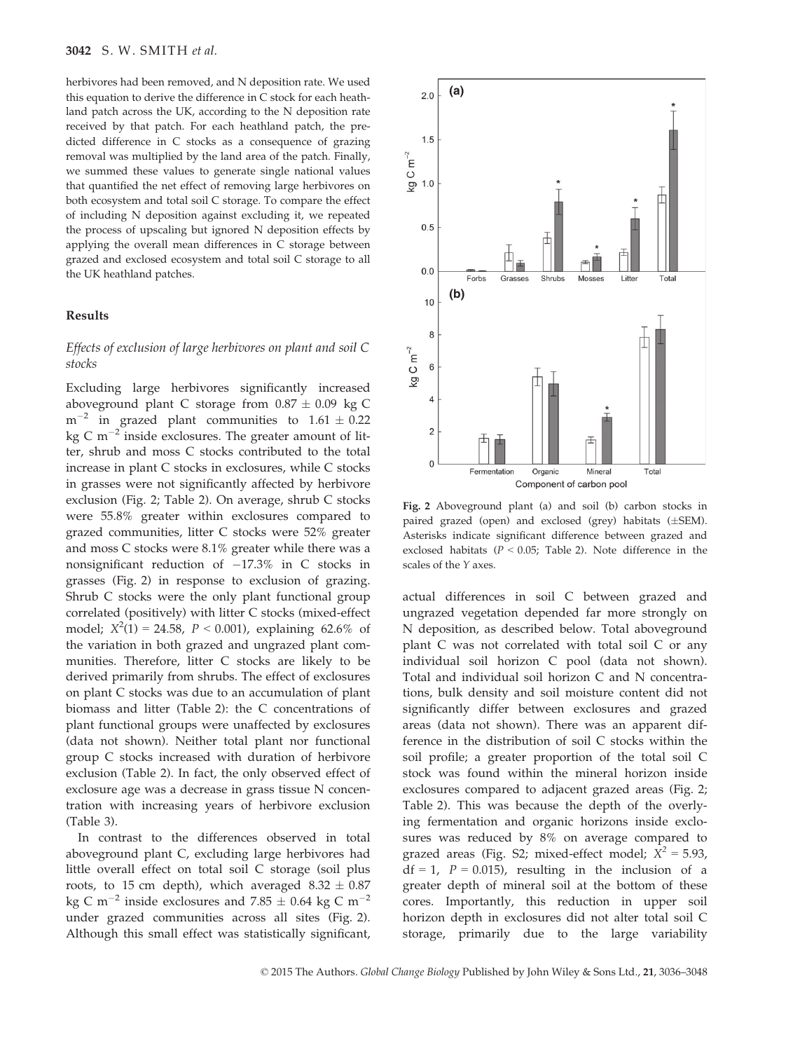herbivores had been removed, and N deposition rate. We used this equation to derive the difference in C stock for each heathland patch across the UK, according to the N deposition rate received by that patch. For each heathland patch, the predicted difference in C stocks as a consequence of grazing removal was multiplied by the land area of the patch. Finally, we summed these values to generate single national values that quantified the net effect of removing large herbivores on both ecosystem and total soil C storage. To compare the effect of including N deposition against excluding it, we repeated the process of upscaling but ignored N deposition effects by applying the overall mean differences in C storage between grazed and exclosed ecosystem and total soil C storage to all the UK heathland patches.

## Results

### *Effects of exclusion of large herbivores on plant and soil C stocks*

Excluding large herbivores significantly increased aboveground plant C storage from $0.87 \pm 0.09$ kg C m$^{-2}$ in grazed plant communities to $1.61 \pm 0.22$ kg C m$^{-2}$ inside exclosures. The greater amount of litter, shrub and moss C stocks contributed to the total increase in plant C stocks in exclosures, while C stocks in grasses were not significantly affected by herbivore exclusion (Fig. 2; Table 2). On average, shrub C stocks were 55.8% greater within exclosures compared to grazed communities, litter C stocks were 52% greater and moss C stocks were 8.1% greater while there was a nonsignificant reduction of −17.3% in C stocks in grasses (Fig. 2) in response to exclusion of grazing. Shrub C stocks were the only plant functional group correlated (positively) with litter C stocks (mixed-effect model; $X^2(1) = 24.58$, $P < 0.001$), explaining 62.6% of the variation in both grazed and ungrazed plant communities. Therefore, litter C stocks are likely to be derived primarily from shrubs. The effect of exclosures on plant C stocks was due to an accumulation of plant biomass and litter (Table 2): the C concentrations of plant functional groups were unaffected by exclosures (data not shown). Neither total plant nor functional group C stocks increased with duration of herbivore exclusion (Table 2). In fact, the only observed effect of exclosure age was a decrease in grass tissue N concentration with increasing years of herbivore exclusion (Table 3).

In contrast to the differences observed in total aboveground plant C, excluding large herbivores had little overall effect on total soil C storage (soil plus roots, to 15 cm depth), which averaged $8.32 \pm 0.87$ kg C m$^{-2}$ inside exclosures and $7.85 \pm 0.64$ kg C m$^{-2}$ under grazed communities across all sites (Fig. 2). Although this small effect was statistically significant, actual differences in soil C between grazed and ungrazed vegetation depended far more strongly on N deposition, as described below. Total aboveground plant C was not correlated with total soil C or any individual soil horizon C pool (data not shown). Total and individual soil horizon C and N concentrations, bulk density and soil moisture content did not significantly differ between exclosures and grazed areas (data not shown). There was an apparent difference in the distribution of soil C stocks within the soil profile; a greater proportion of the total soil C stock was found within the mineral horizon inside exclosures compared to adjacent grazed areas (Fig. 2; Table 2). This was because the depth of the overlying fermentation and organic horizons inside exclosures was reduced by 8% on average compared to grazed areas (Fig. S2; mixed-effect model; $X^2 = 5.93$, df = 1, $P = 0.015$), resulting in the inclusion of a greater depth of mineral soil at the bottom of these cores. Importantly, this reduction in upper soil horizon depth in exclosures did not alter total soil C storage, primarily due to the large variability

**Fig. 2** Aboveground plant (a) and soil (b) carbon stocks in paired grazed (open) and exclosed (grey) habitats (±SEM). Asterisks indicate significant difference between grazed and exclosed habitats ($P < 0.05$; Table 2). Note difference in the scales of the *Y* axes.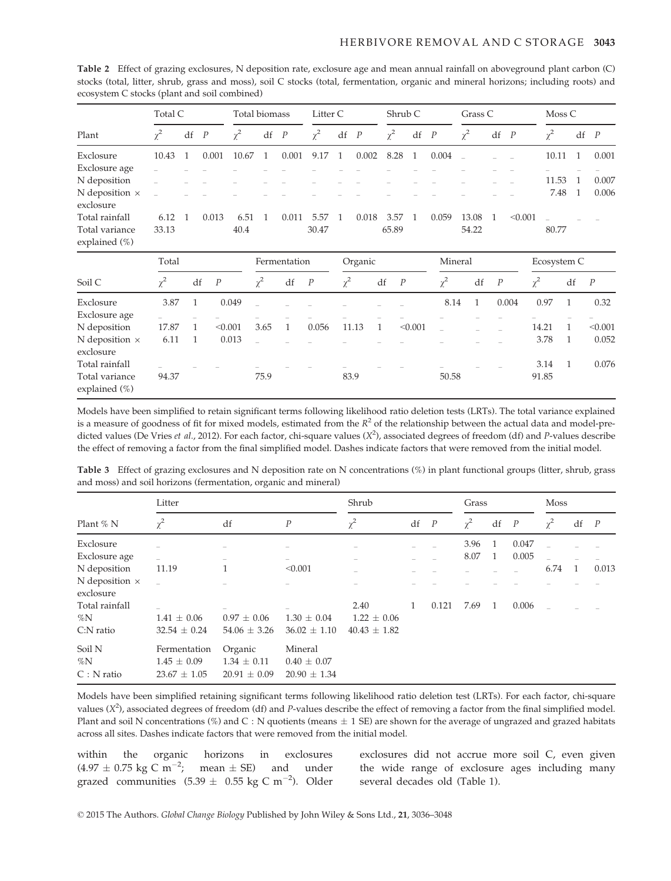**Table 2** Effect of grazing exclosures, N deposition rate, exclosure age and mean annual rainfall on aboveground plant carbon (C) stocks (total, litter, shrub, grass and moss), soil C stocks (total, fermentation, organic and mineral horizons; including roots) and ecosystem C stocks (plant and soil combined)

| Plant | Total C | | | Total biomass | | | Litter C | | | Shrub C | | | Grass C | | | Moss C | | |
|---|---|---|---|---|---|---|---|---|---|---|---|---|---|---|---|---|---|---|
| | $\chi^2$ | df | $P$ | $\chi^2$ | df | $P$ | $\chi^2$ | df | $P$ | $\chi^2$ | df | $P$ | $\chi^2$ | df | $P$ | $\chi^2$ | df | $P$ |
| Exclosure | 10.43 | 1 | 0.001 | 10.67 | 1 | 0.001 | 9.17 | 1 | 0.002 | 8.28 | 1 | 0.004 | – | – | – | 10.11 | 1 | 0.001 |
| Exclosure age | – | – | – | – | – | – | – | – | – | – | – | – | – | – | – | – | – | – |
| N deposition | – | – | – | – | – | – | – | – | – | – | – | – | – | – | – | 11.53 | 1 | 0.007 |
| N deposition × exclosure | – | – | – | – | – | – | – | – | – | – | – | – | – | – | – | 7.48 | 1 | 0.006 |
| Total rainfall | 6.12 | 1 | 0.013 | 6.51 | 1 | 0.011 | 5.57 | 1 | 0.018 | 3.57 | 1 | 0.059 | 13.08 | 1 | <0.001 | – | – | – |
| Total variance explained (%) | 33.13 | | | 40.4 | | | 30.47 | | | 65.89 | | | 54.22 | | | 80.77 | | |

| Soil C | Total | | | Fermentation | | | Organic | | | Mineral | | | Ecosystem C | | |
|---|---|---|---|---|---|---|---|---|---|---|---|---|---|---|---|
| | $\chi^2$ | df | $P$ | $\chi^2$ | df | $P$ | $\chi^2$ | df | $P$ | $\chi^2$ | df | $P$ | $\chi^2$ | df | $P$ |
| Exclosure | 3.87 | 1 | 0.049 | – | – | – | – | – | – | 8.14 | 1 | 0.004 | 0.97 | 1 | 0.32 |
| Exclosure age | – | – | – | – | – | – | – | – | – | – | – | – | – | – | – |
| N deposition | 17.87 | 1 | <0.001 | 3.65 | 1 | 0.056 | 11.13 | 1 | <0.001 | – | – | – | 14.21 | 1 | <0.001 |
| N deposition × exclosure | 6.11 | 1 | 0.013 | – | – | – | – | – | – | – | – | – | 3.78 | 1 | 0.052 |
| Total rainfall | – | – | – | – | – | – | – | – | – | – | – | – | 3.14 | 1 | 0.076 |
| Total variance explained (%) | 94.37 | | | 75.9 | | | 83.9 | | | 50.58 | | | 91.85 | | |

Models have been simplified to retain significant terms following likelihood ratio deletion tests (LRTs). The total variance explained is a measure of goodness of fit for mixed models, estimated from the $R^2$ of the relationship between the actual data and model-predicted values (De Vries *et al.*, 2012). For each factor, chi-square values ($X^2$), associated degrees of freedom (df) and *P*-values describe the effect of removing a factor from the final simplified model. Dashes indicate factors that were removed from the initial model.

**Table 3** Effect of grazing exclosures and N deposition rate on N concentrations (%) in plant functional groups (litter, shrub, grass and moss) and soil horizons (fermentation, organic and mineral)

| Plant % N | Litter | | | Shrub | | | Grass | | | Moss | | |
|---|---|---|---|---|---|---|---|---|---|---|---|---|
| | $\chi^2$ | df | $P$ | $\chi^2$ | df | $P$ | $\chi^2$ | df | $P$ | $\chi^2$ | df | $P$ |
| Exclosure | – | – | – | – | – | – | 3.96 | 1 | 0.047 | – | – | – |
| Exclosure age | – | – | – | – | – | – | 8.07 | 1 | 0.005 | – | – | – |
| N deposition | 11.19 | 1 | <0.001 | – | – | – | – | – | – | 6.74 | 1 | 0.013 |
| N deposition × exclosure | – | – | – | – | – | – | – | – | – | – | – | – |
| Total rainfall | – | – | – | 2.40 | 1 | 0.121 | 7.69 | 1 | 0.006 | – | – | – |
| %N | 1.41 ± 0.06 | 0.97 ± 0.06 | 1.30 ± 0.04 | 1.22 ± 0.06 | | | | | | | | |
| C:N ratio | 32.54 ± 0.24 | 54.06 ± 3.26 | 36.02 ± 1.10 | 40.43 ± 1.82 | | | | | | | | |
| Soil N | Fermentation | Organic | Mineral | | | | | | | | | |
| %N | 1.45 ± 0.09 | 1.34 ± 0.11 | 0.40 ± 0.07 | | | | | | | | | |
| C : N ratio | 23.67 ± 1.05 | 20.91 ± 0.09 | 20.90 ± 1.34 | | | | | | | | | |

Models have been simplified retaining significant terms following likelihood ratio deletion test (LRTs). For each factor, chi-square values ($X^2$), associated degrees of freedom (df) and *P*-values describe the effect of removing a factor from the final simplified model. Plant and soil N concentrations (%) and C : N quotients (means ± 1 SE) are shown for the average of ungrazed and grazed habitats across all sites. Dashes indicate factors that were removed from the initial model.

within the organic horizons in exclosures (4.97 ± 0.75 kg C m$^{-2}$; mean ± SE) and under grazed communities (5.39 ± 0.55 kg C m$^{-2}$). Older exclosures did not accrue more soil C, even given the wide range of exclosure ages including many several decades old (Table 1).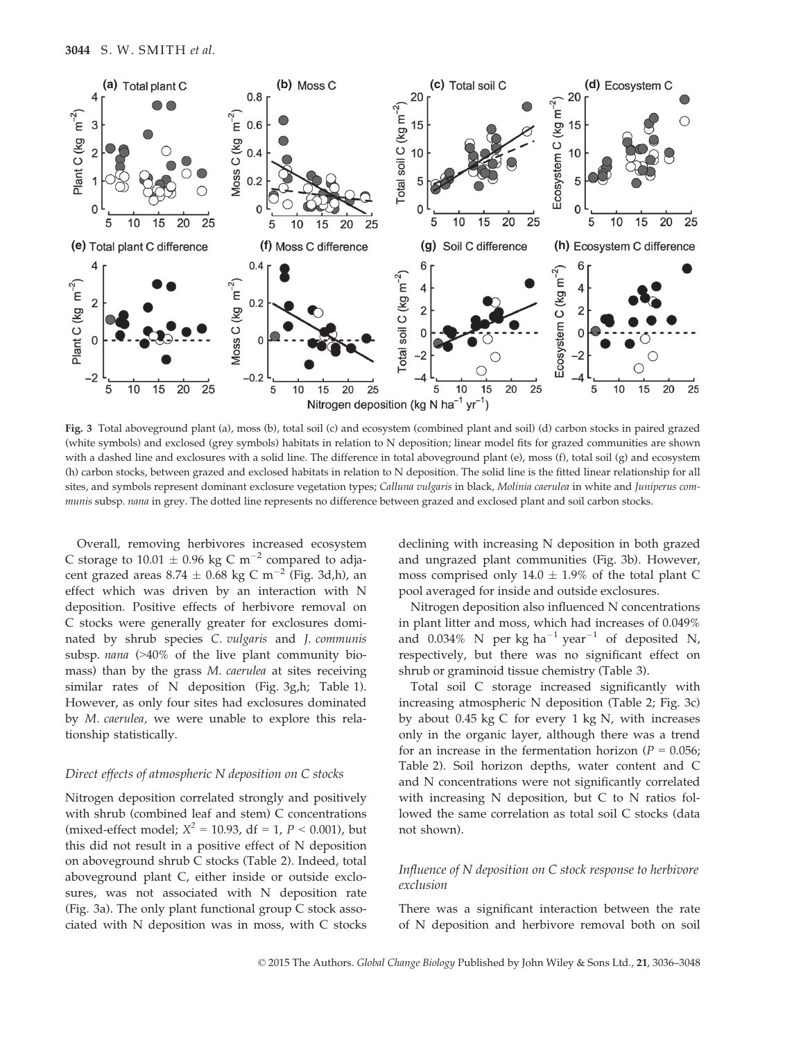**Fig. 3** Total aboveground plant (a), moss (b), total soil (c) and ecosystem (combined plant and soil) (d) carbon stocks in paired grazed (white symbols) and exclosed (grey symbols) habitats in relation to N deposition; linear model fits for grazed communities are shown with a dashed line and exclosures with a solid line. The difference in total aboveground plant (e), moss (f), total soil (g) and ecosystem (h) carbon stocks, between grazed and exclosed habitats in relation to N deposition. The solid line is the fitted linear relationship for all sites, and symbols represent dominant exclosure vegetation types; *Calluna vulgaris* in black, *Molinia caerulea* in white and *Juniperus communis* subsp. *nana* in grey. The dotted line represents no difference between grazed and exclosed plant and soil carbon stocks.

Overall, removing herbivores increased ecosystem C storage to $10.01 \pm 0.96$ kg C $m^{-2}$ compared to adjacent grazed areas $8.74 \pm 0.68$ kg C $m^{-2}$ (Fig. 3d,h), an effect which was driven by an interaction with N deposition. Positive effects of herbivore removal on C stocks were generally greater for exclosures dominated by shrub species *C. vulgaris* and *J. communis* subsp. *nana* (>40% of the live plant community biomass) than by the grass *M. caerulea* at sites receiving similar rates of N deposition (Fig. 3g,h; Table 1). However, as only four sites had exclosures dominated by *M. caerulea,* we were unable to explore this relationship statistically.

### *Direct effects of atmospheric N deposition on C stocks*

Nitrogen deposition correlated strongly and positively with shrub (combined leaf and stem) C concentrations (mixed-effect model; $X^2 = 10.93$, df = 1, $P < 0.001$), but this did not result in a positive effect of N deposition on aboveground shrub C stocks (Table 2). Indeed, total aboveground plant C, either inside or outside exclosures, was not associated with N deposition rate (Fig. 3a). The only plant functional group C stock associated with N deposition was in moss, with C stocks declining with increasing N deposition in both grazed and ungrazed plant communities (Fig. 3b). However, moss comprised only $14.0 \pm 1.9$% of the total plant C pool averaged for inside and outside exclosures.

Nitrogen deposition also influenced N concentrations in plant litter and moss, which had increases of 0.049% and 0.034% N per kg $ha^{-1}$ $year^{-1}$ of deposited N, respectively, but there was no significant effect on shrub or graminoid tissue chemistry (Table 3).

Total soil C storage increased significantly with increasing atmospheric N deposition (Table 2; Fig. 3c) by about 0.45 kg C for every 1 kg N, with increases only in the organic layer, although there was a trend for an increase in the fermentation horizon ($P = 0.056$; Table 2). Soil horizon depths, water content and C and N concentrations were not significantly correlated with increasing N deposition, but C to N ratios followed the same correlation as total soil C stocks (data not shown).

### *Influence of N deposition on C stock response to herbivore exclusion*

There was a significant interaction between the rate of N deposition and herbivore removal both on soil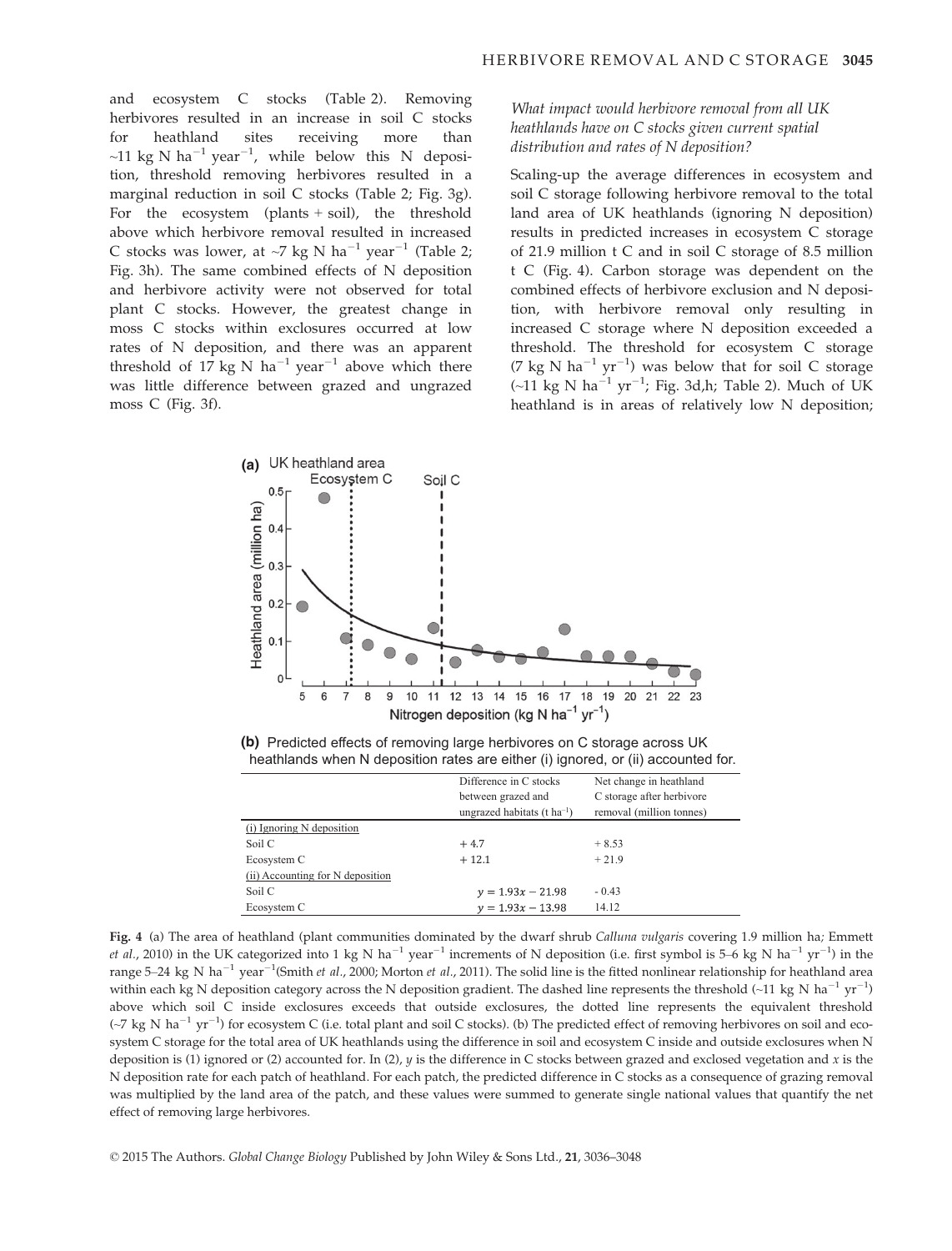and ecosystem C stocks (Table 2). Removing herbivores resulted in an increase in soil C stocks for heathland sites receiving more than ~11 kg N ha$^{-1}$ year$^{-1}$, while below this N deposition, threshold removing herbivores resulted in a marginal reduction in soil C stocks (Table 2; Fig. 3g). For the ecosystem (plants + soil), the threshold above which herbivore removal resulted in increased C stocks was lower, at ~7 kg N ha$^{-1}$ year$^{-1}$ (Table 2; Fig. 3h). The same combined effects of N deposition and herbivore activity were not observed for total plant C stocks. However, the greatest change in moss C stocks within exclosures occurred at low rates of N deposition, and there was an apparent threshold of 17 kg N ha$^{-1}$ year$^{-1}$ above which there was little difference between grazed and ungrazed moss C (Fig. 3f).

*What impact would herbivore removal from all UK heathlands have on C stocks given current spatial distribution and rates of N deposition?*

Scaling-up the average differences in ecosystem and soil C storage following herbivore removal to the total land area of UK heathlands (ignoring N deposition) results in predicted increases in ecosystem C storage of 21.9 million t C and in soil C storage of 8.5 million t C (Fig. 4). Carbon storage was dependent on the combined effects of herbivore exclusion and N deposition, with herbivore removal only resulting in increased C storage where N deposition exceeded a threshold. The threshold for ecosystem C storage (7 kg N ha$^{-1}$ yr$^{-1}$) was below that for soil C storage (~11 kg N ha$^{-1}$ yr$^{-1}$; Fig. 3d,h; Table 2). Much of UK heathland is in areas of relatively low N deposition;

**(a)** UK heathland area

**(b)** Predicted effects of removing large herbivores on C storage across UK heathlands when N deposition rates are either (i) ignored, or (ii) accounted for.

| | Difference in C stocks between grazed and ungrazed habitats (t ha$^{-1}$) | Net change in heathland C storage after herbivore removal (million tonnes) |
|---|---|---|
| (i) Ignoring N deposition | | |
| Soil C | + 4.7 | + 8.53 |
| Ecosystem C | + 12.1 | + 21.9 |
| (ii) Accounting for N deposition | | |
| Soil C | $y = 1.93x - 21.98$ | - 0.43 |
| Ecosystem C | $y = 1.93x - 13.98$ | 14.12 |

**Fig. 4** (a) The area of heathland (plant communities dominated by the dwarf shrub *Calluna vulgaris* covering 1.9 million ha; Emmett *et al.*, 2010) in the UK categorized into 1 kg N ha$^{-1}$ year$^{-1}$ increments of N deposition (i.e. first symbol is 5–6 kg N ha$^{-1}$ yr$^{-1}$) in the range 5–24 kg N ha$^{-1}$ year$^{-1}$(Smith *et al.*, 2000; Morton *et al.*, 2011). The solid line is the fitted nonlinear relationship for heathland area within each kg N deposition category across the N deposition gradient. The dashed line represents the threshold (~11 kg N ha$^{-1}$ yr$^{-1}$) above which soil C inside exclosures exceeds that outside exclosures, the dotted line represents the equivalent threshold (~7 kg N ha$^{-1}$ yr$^{-1}$) for ecosystem C (i.e. total plant and soil C stocks). (b) The predicted effect of removing herbivores on soil and ecosystem C storage for the total area of UK heathlands using the difference in soil and ecosystem C inside and outside exclosures when N deposition is (1) ignored or (2) accounted for. In (2), $y$ is the difference in C stocks between grazed and exclosed vegetation and $x$ is the N deposition rate for each patch of heathland. For each patch, the predicted difference in C stocks as a consequence of grazing removal was multiplied by the land area of the patch, and these values were summed to generate single national values that quantify the net effect of removing large herbivores.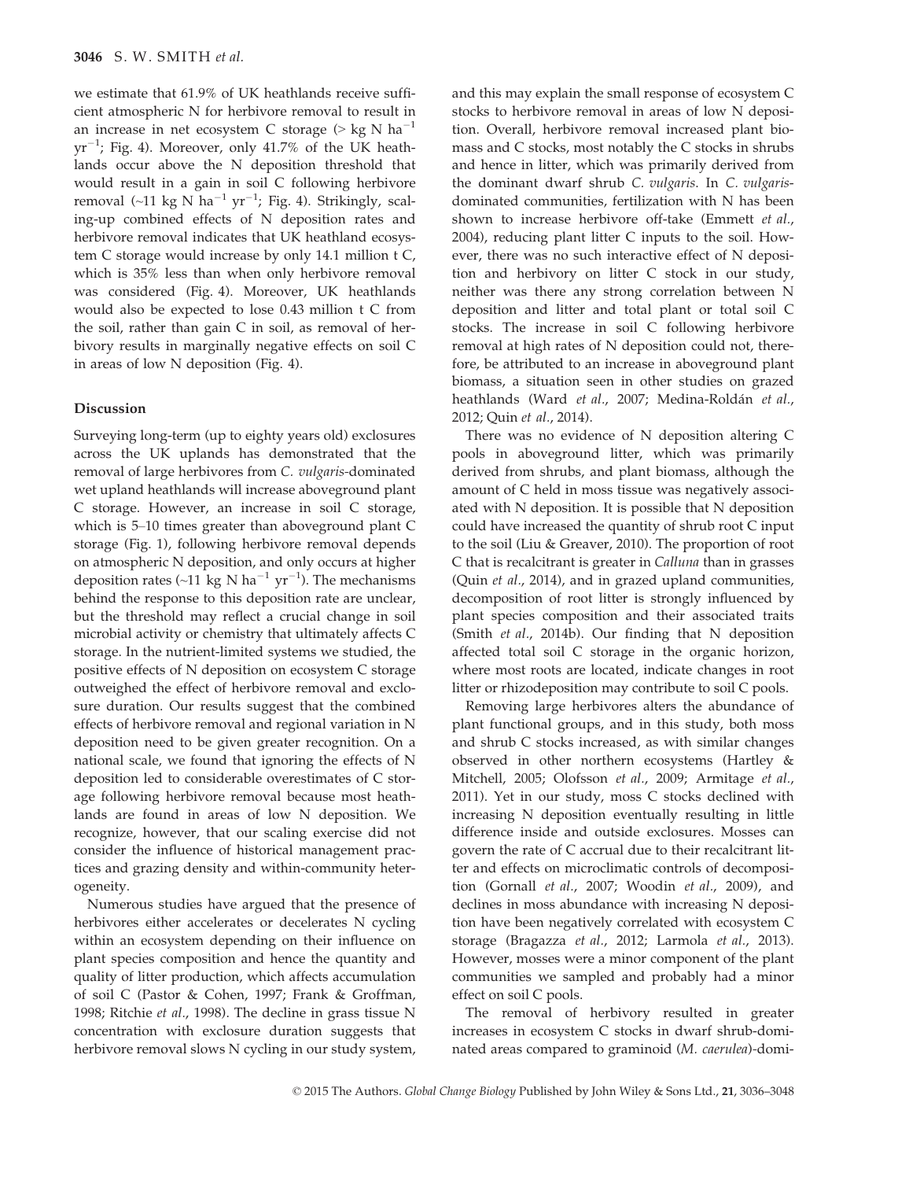we estimate that 61.9% of UK heathlands receive sufficient atmospheric N for herbivore removal to result in an increase in net ecosystem C storage (> kg N $ha^{-1}$ $yr^{-1}$; Fig. 4). Moreover, only 41.7% of the UK heathlands occur above the N deposition threshold that would result in a gain in soil C following herbivore removal (~11 kg N $ha^{-1}$ $yr^{-1}$; Fig. 4). Strikingly, scaling-up combined effects of N deposition rates and herbivore removal indicates that UK heathland ecosystem C storage would increase by only 14.1 million t C, which is 35% less than when only herbivore removal was considered (Fig. 4). Moreover, UK heathlands would also be expected to lose 0.43 million t C from the soil, rather than gain C in soil, as removal of herbivory results in marginally negative effects on soil C in areas of low N deposition (Fig. 4).

## Discussion

Surveying long-term (up to eighty years old) exclosures across the UK uplands has demonstrated that the removal of large herbivores from *C. vulgaris*-dominated wet upland heathlands will increase aboveground plant C storage. However, an increase in soil C storage, which is 5–10 times greater than aboveground plant C storage (Fig. 1), following herbivore removal depends on atmospheric N deposition, and only occurs at higher deposition rates (~11 kg N $ha^{-1}$ $yr^{-1}$). The mechanisms behind the response to this deposition rate are unclear, but the threshold may reflect a crucial change in soil microbial activity or chemistry that ultimately affects C storage. In the nutrient-limited systems we studied, the positive effects of N deposition on ecosystem C storage outweighed the effect of herbivore removal and exclosure duration. Our results suggest that the combined effects of herbivore removal and regional variation in N deposition need to be given greater recognition. On a national scale, we found that ignoring the effects of N deposition led to considerable overestimates of C storage following herbivore removal because most heathlands are found in areas of low N deposition. We recognize, however, that our scaling exercise did not consider the influence of historical management practices and grazing density and within-community heterogeneity.

Numerous studies have argued that the presence of herbivores either accelerates or decelerates N cycling within an ecosystem depending on their influence on plant species composition and hence the quantity and quality of litter production, which affects accumulation of soil C (Pastor & Cohen, 1997; Frank & Groffman, 1998; Ritchie *et al.*, 1998). The decline in grass tissue N concentration with exclosure duration suggests that herbivore removal slows N cycling in our study system, and this may explain the small response of ecosystem C stocks to herbivore removal in areas of low N deposition. Overall, herbivore removal increased plant biomass and C stocks, most notably the C stocks in shrubs and hence in litter, which was primarily derived from the dominant dwarf shrub *C. vulgaris*. In *C. vulgaris*-dominated communities, fertilization with N has been shown to increase herbivore off-take (Emmett *et al.*, 2004), reducing plant litter C inputs to the soil. However, there was no such interactive effect of N deposition and herbivory on litter C stock in our study, neither was there any strong correlation between N deposition and litter and total plant or total soil C stocks. The increase in soil C following herbivore removal at high rates of N deposition could not, therefore, be attributed to an increase in aboveground plant biomass, a situation seen in other studies on grazed heathlands (Ward *et al.*, 2007; Medina-Roldán *et al.*, 2012; Quin *et al.*, 2014).

There was no evidence of N deposition altering C pools in aboveground litter, which was primarily derived from shrubs, and plant biomass, although the amount of C held in moss tissue was negatively associated with N deposition. It is possible that N deposition could have increased the quantity of shrub root C input to the soil (Liu & Greaver, 2010). The proportion of root C that is recalcitrant is greater in *Calluna* than in grasses (Quin *et al.*, 2014), and in grazed upland communities, decomposition of root litter is strongly influenced by plant species composition and their associated traits (Smith *et al.*, 2014b). Our finding that N deposition affected total soil C storage in the organic horizon, where most roots are located, indicate changes in root litter or rhizodeposition may contribute to soil C pools.

Removing large herbivores alters the abundance of plant functional groups, and in this study, both moss and shrub C stocks increased, as with similar changes observed in other northern ecosystems (Hartley & Mitchell, 2005; Olofsson *et al.*, 2009; Armitage *et al.*, 2011). Yet in our study, moss C stocks declined with increasing N deposition eventually resulting in little difference inside and outside exclosures. Mosses can govern the rate of C accrual due to their recalcitrant litter and effects on microclimatic controls of decomposition (Gornall *et al.*, 2007; Woodin *et al.*, 2009), and declines in moss abundance with increasing N deposition have been negatively correlated with ecosystem C storage (Bragazza *et al.*, 2012; Larmola *et al.*, 2013). However, mosses were a minor component of the plant communities we sampled and probably had a minor effect on soil C pools.

The removal of herbivory resulted in greater increases in ecosystem C stocks in dwarf shrub-dominated areas compared to graminoid (*M. caerulea*)-domi-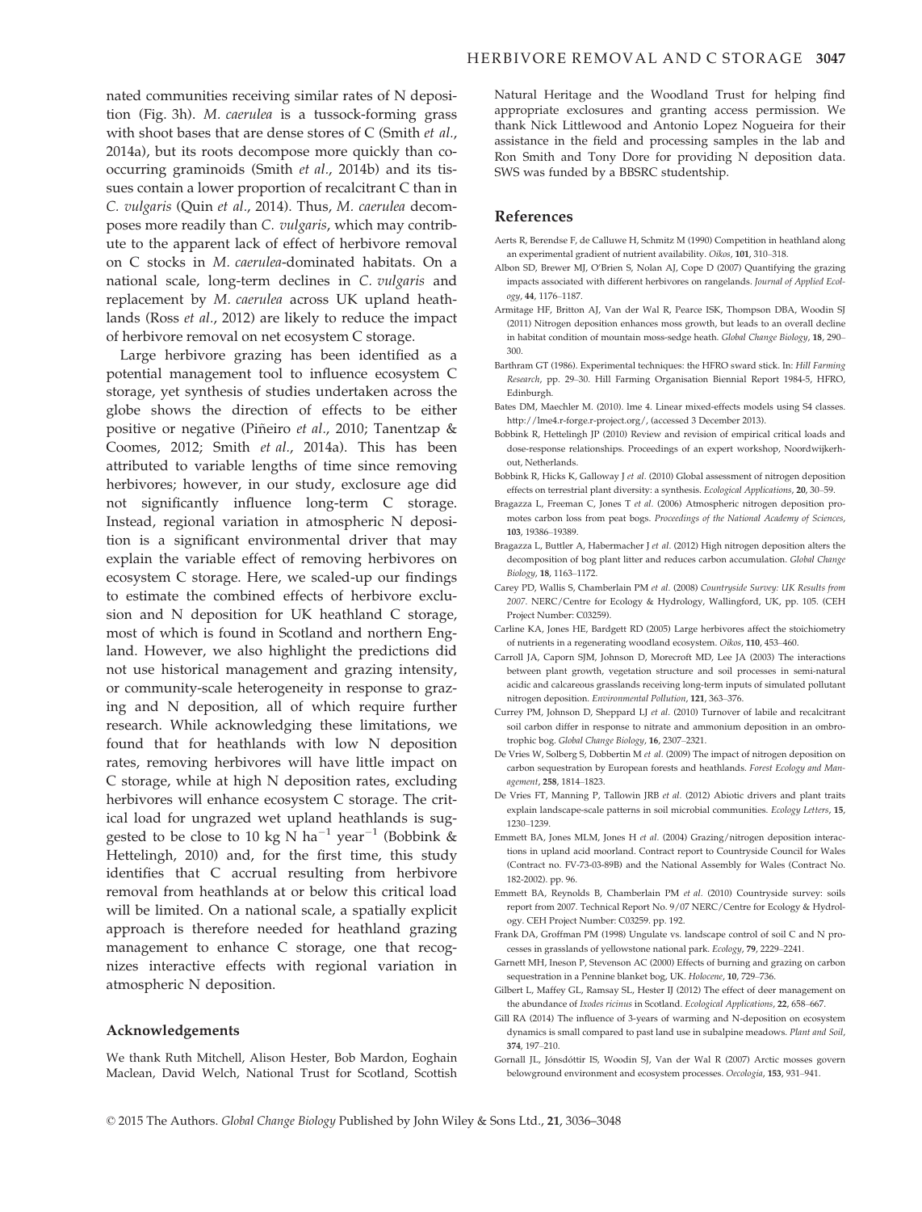nated communities receiving similar rates of N deposition (Fig. 3h). *M. caerulea* is a tussock-forming grass with shoot bases that are dense stores of C (Smith *et al*., 2014a), but its roots decompose more quickly than co-occurring graminoids (Smith *et al*., 2014b) and its tissues contain a lower proportion of recalcitrant C than in *C. vulgaris* (Quin *et al*., 2014). Thus, *M. caerulea* decomposes more readily than *C. vulgaris*, which may contribute to the apparent lack of effect of herbivore removal on C stocks in *M. caerulea*-dominated habitats. On a national scale, long-term declines in *C. vulgaris* and replacement by *M. caerulea* across UK upland heathlands (Ross *et al*., 2012) are likely to reduce the impact of herbivore removal on net ecosystem C storage.

Large herbivore grazing has been identified as a potential management tool to influence ecosystem C storage, yet synthesis of studies undertaken across the globe shows the direction of effects to be either positive or negative (Piñeiro *et al*., 2010; Tanentzap & Coomes, 2012; Smith *et al*., 2014a). This has been attributed to variable lengths of time since removing herbivores; however, in our study, exclosure age did not significantly influence long-term C storage. Instead, regional variation in atmospheric N deposition is a significant environmental driver that may explain the variable effect of removing herbivores on ecosystem C storage. Here, we scaled-up our findings to estimate the combined effects of herbivore exclusion and N deposition for UK heathland C storage, most of which is found in Scotland and northern England. However, we also highlight the predictions did not use historical management and grazing intensity, or community-scale heterogeneity in response to grazing and N deposition, all of which require further research. While acknowledging these limitations, we found that for heathlands with low N deposition rates, removing herbivores will have little impact on C storage, while at high N deposition rates, excluding herbivores will enhance ecosystem C storage. The critical load for ungrazed wet upland heathlands is suggested to be close to 10 kg N $ha^{-1}$ $year^{-1}$ (Bobbink & Hettelingh, 2010) and, for the first time, this study identifies that C accrual resulting from herbivore removal from heathlands at or below this critical load will be limited. On a national scale, a spatially explicit approach is therefore needed for heathland grazing management to enhance C storage, one that recognizes interactive effects with regional variation in atmospheric N deposition.

## Acknowledgements

We thank Ruth Mitchell, Alison Hester, Bob Mardon, Eoghain Maclean, David Welch, National Trust for Scotland, Scottish Natural Heritage and the Woodland Trust for helping find appropriate exclosures and granting access permission. We thank Nick Littlewood and Antonio Lopez Nogueira for their assistance in the field and processing samples in the lab and Ron Smith and Tony Dore for providing N deposition data. SWS was funded by a BBSRC studentship.

## References

Aerts R, Berendse F, de Calluwe H, Schmitz M (1990) Competition in heathland along an experimental gradient of nutrient availability. *Oikos*, **101**, 310–318.

Albon SD, Brewer MJ, O'Brien S, Nolan AJ, Cope D (2007) Quantifying the grazing impacts associated with different herbivores on rangelands. *Journal of Applied Ecology*, **44**, 1176–1187.

Armitage HF, Britton AJ, Van der Wal R, Pearce ISK, Thompson DBA, Woodin SJ (2011) Nitrogen deposition enhances moss growth, but leads to an overall decline in habitat condition of mountain moss-sedge heath. *Global Change Biology*, **18**, 290–300.

Barthram GT (1986). Experimental techniques: the HFRO sward stick. In: *Hill Farming Research*, pp. 29–30. Hill Farming Organisation Biennial Report 1984-5, HFRO, Edinburgh.

Bates DM, Maechler M. (2010). lme 4. Linear mixed-effects models using S4 classes. http://lme4.r-forge.r-project.org/, (accessed 3 December 2013).

Bobbink R, Hettelingh JP (2010) Review and revision of empirical critical loads and dose-response relationships. Proceedings of an expert workshop, Noordwijkerhout, Netherlands.

Bobbink R, Hicks K, Galloway J *et al*. (2010) Global assessment of nitrogen deposition effects on terrestrial plant diversity: a synthesis. *Ecological Applications*, **20**, 30–59.

Bragazza L, Freeman C, Jones T *et al*. (2006) Atmospheric nitrogen deposition promotes carbon loss from peat bogs. *Proceedings of the National Academy of Sciences*, **103**, 19386–19389.

Bragazza L, Buttler A, Habermacher J *et al*. (2012) High nitrogen deposition alters the decomposition of bog plant litter and reduces carbon accumulation. *Global Change Biology*, **18**, 1163–1172.

Carey PD, Wallis S, Chamberlain PM *et al*. (2008) *Countryside Survey: UK Results from 2007*. NERC/Centre for Ecology & Hydrology, Wallingford, UK, pp. 105. (CEH Project Number: C03259).

Carline KA, Jones HE, Bardgett RD (2005) Large herbivores affect the stoichiometry of nutrients in a regenerating woodland ecosystem. *Oikos*, **110**, 453–460.

Carroll JA, Caporn SJM, Johnson D, Morecroft MD, Lee JA (2003) The interactions between plant growth, vegetation structure and soil processes in semi-natural acidic and calcareous grasslands receiving long-term inputs of simulated pollutant nitrogen deposition. *Environmental Pollution*, **121**, 363–376.

Currey PM, Johnson D, Sheppard LJ *et al*. (2010) Turnover of labile and recalcitrant soil carbon differ in response to nitrate and ammonium deposition in an ombrotrophic bog. *Global Change Biology*, **16**, 2307–2321.

De Vries W, Solberg S, Dobbertin M *et al*. (2009) The impact of nitrogen deposition on carbon sequestration by European forests and heathlands. *Forest Ecology and Management*, **258**, 1814–1823.

De Vries FT, Manning P, Tallowin JRB *et al*. (2012) Abiotic drivers and plant traits explain landscape-scale patterns in soil microbial communities. *Ecology Letters*, **15**, 1230–1239.

Emmett BA, Jones MLM, Jones H *et al*. (2004) Grazing/nitrogen deposition interactions in upland acid moorland. Contract report to Countryside Council for Wales (Contract no. FV-73-03-89B) and the National Assembly for Wales (Contract No. 182-2002). pp. 96.

Emmett BA, Reynolds B, Chamberlain PM *et al*. (2010) Countryside survey: soils report from 2007. Technical Report No. 9/07 NERC/Centre for Ecology & Hydrology. CEH Project Number: C03259. pp. 192.

Frank DA, Groffman PM (1998) Ungulate vs. landscape control of soil C and N processes in grasslands of yellowstone national park. *Ecology*, **79**, 2229–2241.

Garnett MH, Ineson P, Stevenson AC (2000) Effects of burning and grazing on carbon sequestration in a Pennine blanket bog, UK. *Holocene*, **10**, 729–736.

Gilbert L, Maffey GL, Ramsay SL, Hester IJ (2012) The effect of deer management on the abundance of *Ixodes ricinus* in Scotland. *Ecological Applications*, **22**, 658–667.

Gill RA (2014) The influence of 3-years of warming and N-deposition on ecosystem dynamics is small compared to past land use in subalpine meadows. *Plant and Soil*, **374**, 197–210.

Gornall JL, Jónsdóttir IS, Woodin SJ, Van der Wal R (2007) Arctic mosses govern belowground environment and ecosystem processes. *Oecologia*, **153**, 931–941.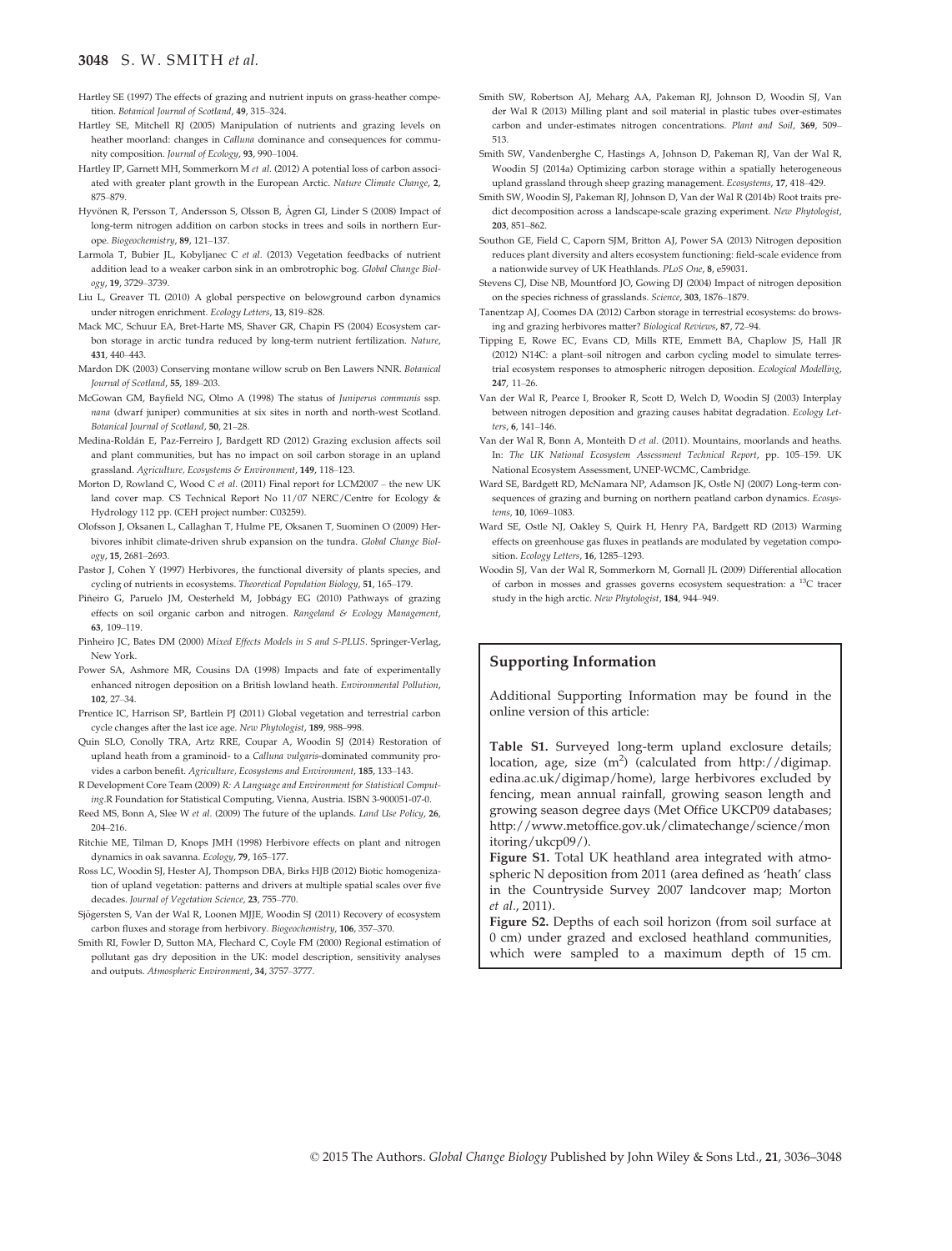Hartley SE (1997) The effects of grazing and nutrient inputs on grass-heather competition. *Botanical Journal of Scotland*, **49**, 315–324.

Hartley SE, Mitchell RJ (2005) Manipulation of nutrients and grazing levels on heather moorland: changes in *Calluna* dominance and consequences for community composition. *Journal of Ecology*, **93**, 990–1004.

Hartley IP, Garnett MH, Sommerkorn M *et al.* (2012) A potential loss of carbon associated with greater plant growth in the European Arctic. *Nature Climate Change*, **2**, 875–879.

Hyvönen R, Persson T, Andersson S, Olsson B, Ågren GI, Linder S (2008) Impact of long-term nitrogen addition on carbon stocks in trees and soils in northern Europe. *Biogeochemistry*, **89**, 121–137.

Larmola T, Bubier JL, Kobyljanec C *et al.* (2013) Vegetation feedbacks of nutrient addition lead to a weaker carbon sink in an ombrotrophic bog. *Global Change Biology*, **19**, 3729–3739.

Liu L, Greaver TL (2010) A global perspective on belowground carbon dynamics under nitrogen enrichment. *Ecology Letters*, **13**, 819–828.

Mack MC, Schuur EA, Bret-Harte MS, Shaver GR, Chapin FS (2004) Ecosystem carbon storage in arctic tundra reduced by long-term nutrient fertilization. *Nature*, **431**, 440–443.

Mardon DK (2003) Conserving montane willow scrub on Ben Lawers NNR. *Botanical Journal of Scotland*, **55**, 189–203.

McGowan GM, Bayfield NG, Olmo A (1998) The status of *Juniperus communis* ssp. *nana* (dwarf juniper) communities at six sites in north and north-west Scotland. *Botanical Journal of Scotland*, **50**, 21–28.

Medina-Roldán E, Paz-Ferreiro J, Bardgett RD (2012) Grazing exclusion affects soil and plant communities, but has no impact on soil carbon storage in an upland grassland. *Agriculture, Ecosystems & Environment*, **149**, 118–123.

Morton D, Rowland C, Wood C *et al.* (2011) Final report for LCM2007 – the new UK land cover map. CS Technical Report No 11/07 NERC/Centre for Ecology & Hydrology 112 pp. (CEH project number: C03259).

Olofsson J, Oksanen L, Callaghan T, Hulme PE, Oksanen T, Suominen O (2009) Herbivores inhibit climate-driven shrub expansion on the tundra. *Global Change Biology*, **15**, 2681–2693.

Pastor J, Cohen Y (1997) Herbivores, the functional diversity of plants species, and cycling of nutrients in ecosystems. *Theoretical Population Biology*, **51**, 165–179.

Piñeiro G, Paruelo JM, Oesterheld M, Jobbágy EG (2010) Pathways of grazing effects on soil organic carbon and nitrogen. *Rangeland & Ecology Management*, **63**, 109–119.

Pinheiro JC, Bates DM (2000) *Mixed Effects Models in S and S-PLUS*. Springer-Verlag, New York.

Power SA, Ashmore MR, Cousins DA (1998) Impacts and fate of experimentally enhanced nitrogen deposition on a British lowland heath. *Environmental Pollution*, **102**, 27–34.

Prentice IC, Harrison SP, Bartlein PJ (2011) Global vegetation and terrestrial carbon cycle changes after the last ice age. *New Phytologist*, **189**, 988–998.

Quin SLO, Conolly TRA, Artz RRE, Coupar A, Woodin SJ (2014) Restoration of upland heath from a graminoid- to a *Calluna vulgaris*-dominated community provides a carbon benefit. *Agriculture, Ecosystems and Environment*, **185**, 133–143.

R Development Core Team (2009) *R: A Language and Environment for Statistical Computing*.R Foundation for Statistical Computing, Vienna, Austria. ISBN 3-900051-07-0.

Reed MS, Bonn A, Slee W *et al.* (2009) The future of the uplands. *Land Use Policy*, **26**, 204–216.

Ritchie ME, Tilman D, Knops JMH (1998) Herbivore effects on plant and nitrogen dynamics in oak savanna. *Ecology*, **79**, 165–177.

Ross LC, Woodin SJ, Hester AJ, Thompson DBA, Birks HJB (2012) Biotic homogenization of upland vegetation: patterns and drivers at multiple spatial scales over five decades. *Journal of Vegetation Science*, **23**, 755–770.

Sjögersten S, Van der Wal R, Loonen MJJE, Woodin SJ (2011) Recovery of ecosystem carbon fluxes and storage from herbivory. *Biogeochemistry*, **106**, 357–370.

Smith RI, Fowler D, Sutton MA, Flechard C, Coyle FM (2000) Regional estimation of pollutant gas dry deposition in the UK: model description, sensitivity analyses and outputs. *Atmospheric Environment*, **34**, 3757–3777.

Smith SW, Robertson AJ, Meharg AA, Pakeman RJ, Johnson D, Woodin SJ, Van der Wal R (2013) Milling plant and soil material in plastic tubes over-estimates carbon and under-estimates nitrogen concentrations. *Plant and Soil*, **369**, 509–513.

Smith SW, Vandenberghe C, Hastings A, Johnson D, Pakeman RJ, Van der Wal R, Woodin SJ (2014a) Optimizing carbon storage within a spatially heterogeneous upland grassland through sheep grazing management. *Ecosystems*, **17**, 418–429.

Smith SW, Woodin SJ, Pakeman RJ, Johnson D, Van der Wal R (2014b) Root traits predict decomposition across a landscape-scale grazing experiment. *New Phytologist*, **203**, 851–862.

Southon GE, Field C, Caporn SJM, Britton AJ, Power SA (2013) Nitrogen deposition reduces plant diversity and alters ecosystem functioning: field-scale evidence from a nationwide survey of UK Heathlands. *PLoS One*, **8**, e59031.

Stevens CJ, Dise NB, Mountford JO, Gowing DJ (2004) Impact of nitrogen deposition on the species richness of grasslands. *Science*, **303**, 1876–1879.

Tanentzap AJ, Coomes DA (2012) Carbon storage in terrestrial ecosystems: do browsing and grazing herbivores matter? *Biological Reviews*, **87**, 72–94.

Tipping E, Rowe EC, Evans CD, Mills RTE, Emmett BA, Chaplow JS, Hall JR (2012) N14C: a plant–soil nitrogen and carbon cycling model to simulate terrestrial ecosystem responses to atmospheric nitrogen deposition. *Ecological Modelling*, **247**, 11–26.

Van der Wal R, Pearce I, Brooker R, Scott D, Welch D, Woodin SJ (2003) Interplay between nitrogen deposition and grazing causes habitat degradation. *Ecology Letters*, **6**, 141–146.

Van der Wal R, Bonn A, Monteith D *et al.* (2011). Mountains, moorlands and heaths. In: *The UK National Ecosystem Assessment Technical Report*, pp. 105–159. UK National Ecosystem Assessment, UNEP-WCMC, Cambridge.

Ward SE, Bardgett RD, McNamara NP, Adamson JK, Ostle NJ (2007) Long-term consequences of grazing and burning on northern peatland carbon dynamics. *Ecosystems*, **10**, 1069–1083.

Ward SE, Ostle NJ, Oakley S, Quirk H, Henry PA, Bardgett RD (2013) Warming effects on greenhouse gas fluxes in peatlands are modulated by vegetation composition. *Ecology Letters*, **16**, 1285–1293.

Woodin SJ, Van der Wal R, Sommerkorn M, Gornall JL (2009) Differential allocation of carbon in mosses and grasses governs ecosystem sequestration: a $^{13}C$ tracer study in the high arctic. *New Phytologist*, **184**, 944–949.

## Supporting Information

Additional Supporting Information may be found in the online version of this article:

**Table S1.** Surveyed long-term upland exclosure details; location, age, size ($m^2$) (calculated from http://digimap.edina.ac.uk/digimap/home), large herbivores excluded by fencing, mean annual rainfall, growing season length and growing season degree days (Met Office UKCP09 databases; http://www.metoffice.gov.uk/climatechange/science/monitoring/ukcp09/).

**Figure S1.** Total UK heathland area integrated with atmospheric N deposition from 2011 (area defined as 'heath' class in the Countryside Survey 2007 landcover map; Morton *et al*., 2011).

**Figure S2.** Depths of each soil horizon (from soil surface at 0 cm) under grazed and exclosed heathland communities, which were sampled to a maximum depth of 15 cm.